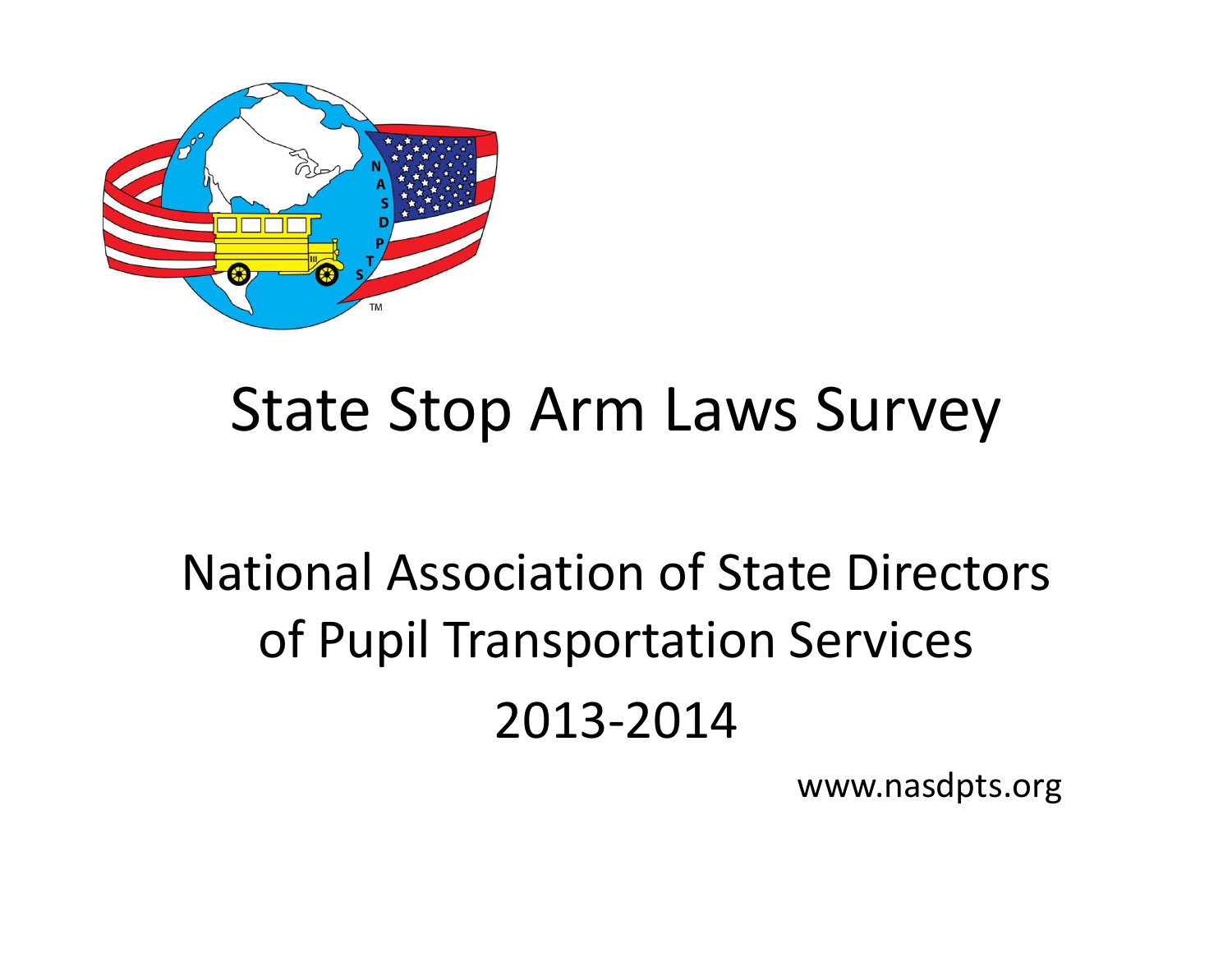# State Stop Arm Laws Survey

National Association of State Directors of Pupil Transportation Services

2013-2014

www.nasdpts.org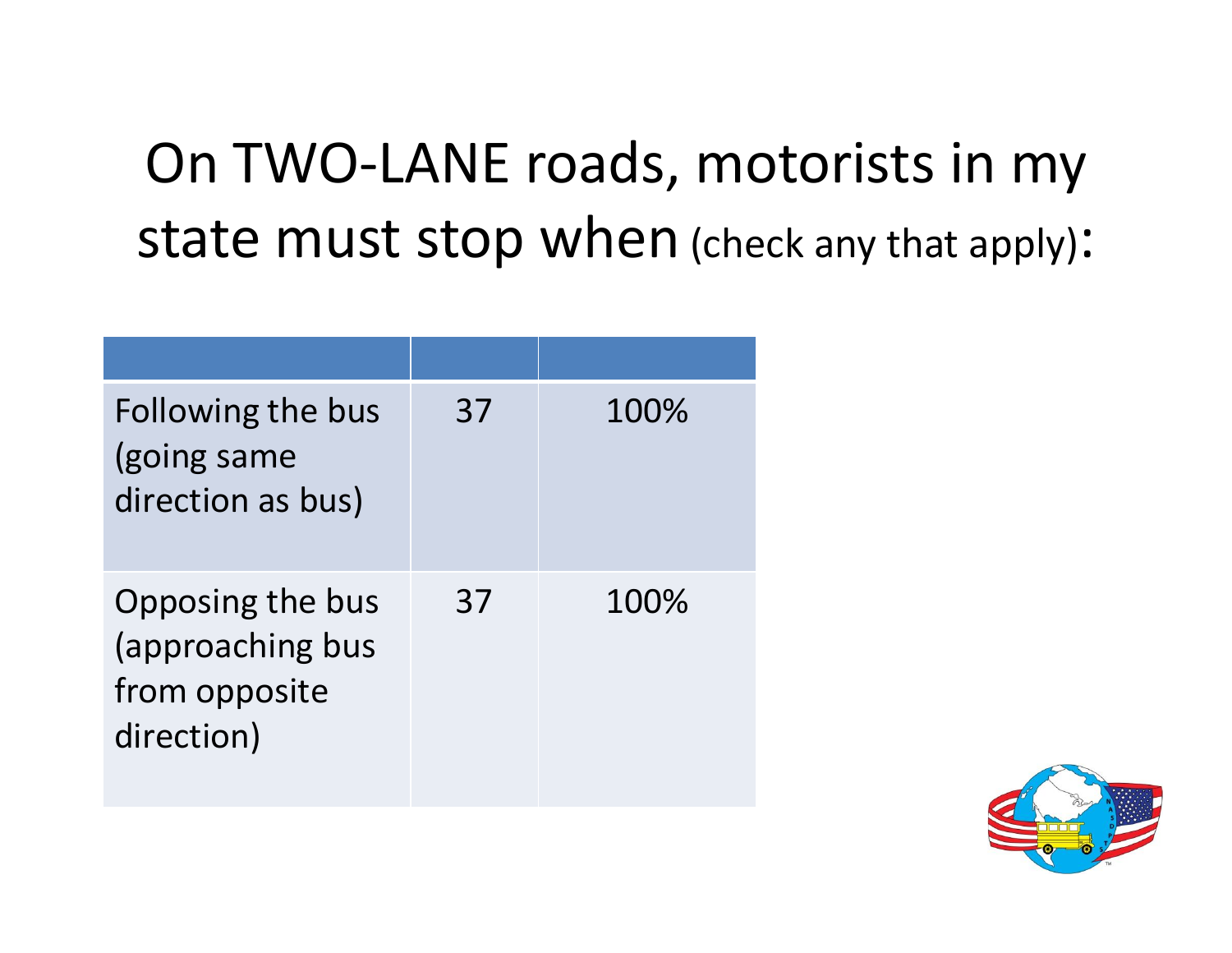# On TWO-LANE roads, motorists in my state must stop when (check any that apply):

| | | |
|---|---|---|
| Following the bus (going same direction as bus) | 37 | 100% |
| Opposing the bus (approaching bus from opposite direction) | 37 | 100% |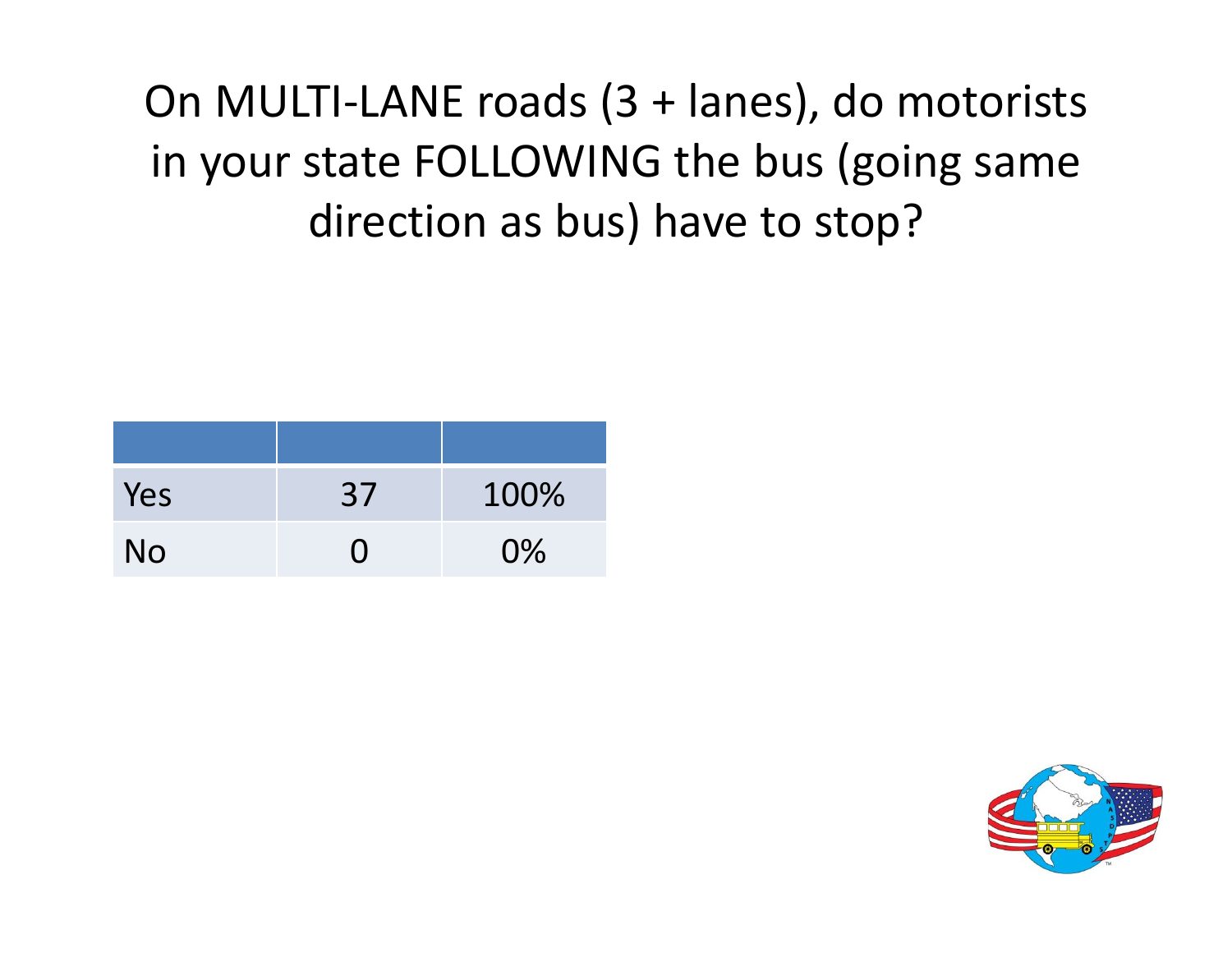# On MULTI-LANE roads (3 + lanes), do motorists in your state FOLLOWING the bus (going same direction as bus) have to stop?

| | | |
|---|---|---|
| Yes | 37 | 100% |
| No | 0 | 0% |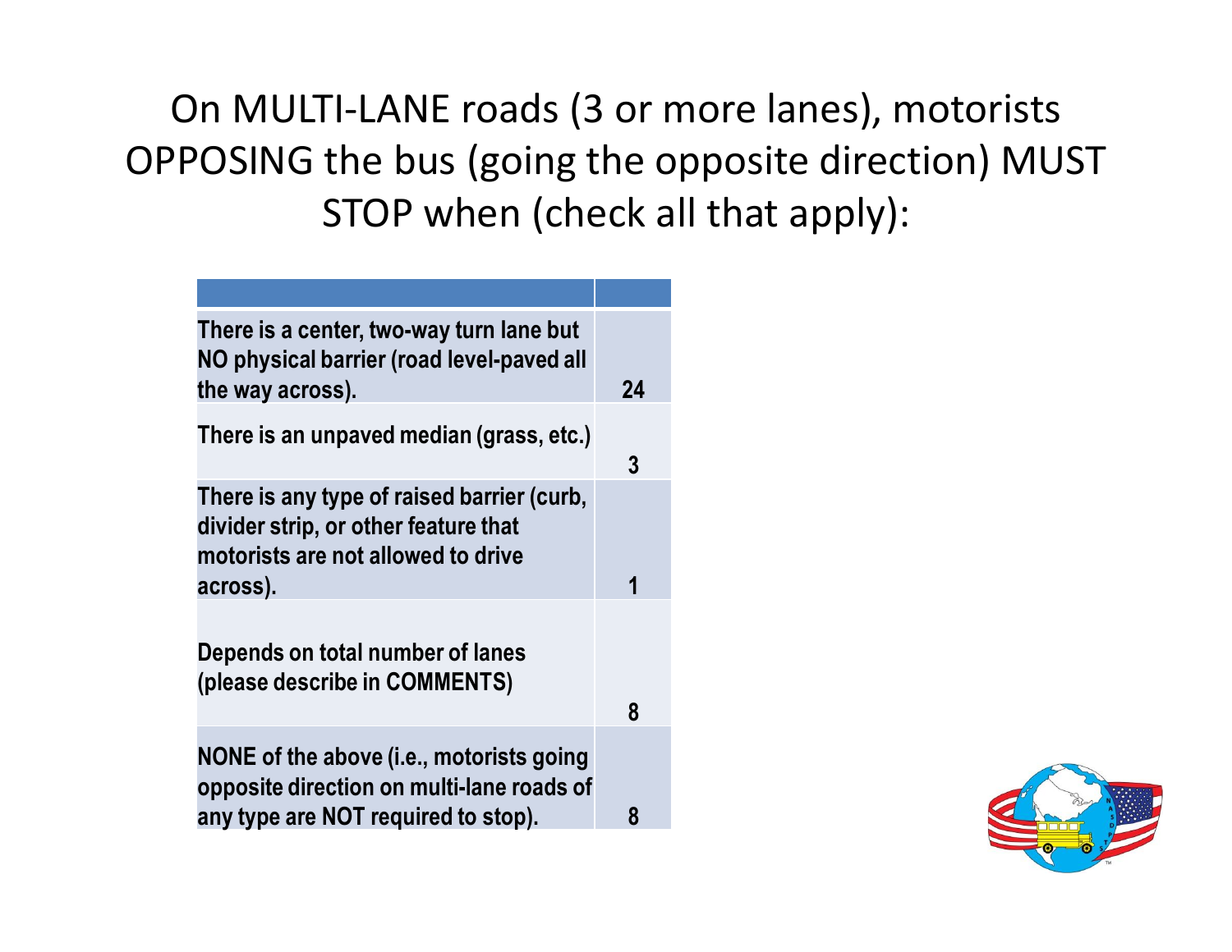# On MULTI-LANE roads (3 or more lanes), motorists OPPOSING the bus (going the opposite direction) MUST STOP when (check all that apply):

| | |
|---|---|
| There is a center, two-way turn lane but NO physical barrier (road level-paved all the way across). | 24 |
| There is an unpaved median (grass, etc.) | 3 |
| There is any type of raised barrier (curb, divider strip, or other feature that motorists are not allowed to drive across). | 1 |
| Depends on total number of lanes (please describe in COMMENTS) | 8 |
| NONE of the above (i.e., motorists going opposite direction on multi-lane roads of any type are NOT required to stop). | 8 |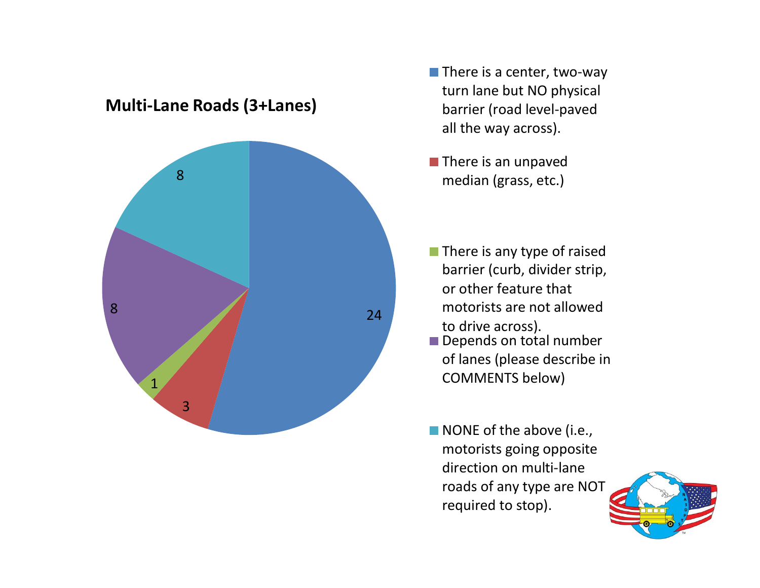## Multi-Lane Roads (3+Lanes)

| Response | Count |
|---|---|
| There is a center, two-way turn lane but NO physical barrier (road level-paved all the way across). | 24 |
| There is an unpaved median (grass, etc.) | 3 |
| There is any type of raised barrier (curb, divider strip, or other feature that motorists are not allowed to drive across). | 1 |
| Depends on total number of lanes (please describe in COMMENTS below) | 8 |
| NONE of the above (i.e., motorists going opposite direction on multi-lane roads of any type are NOT required to stop). | 8 |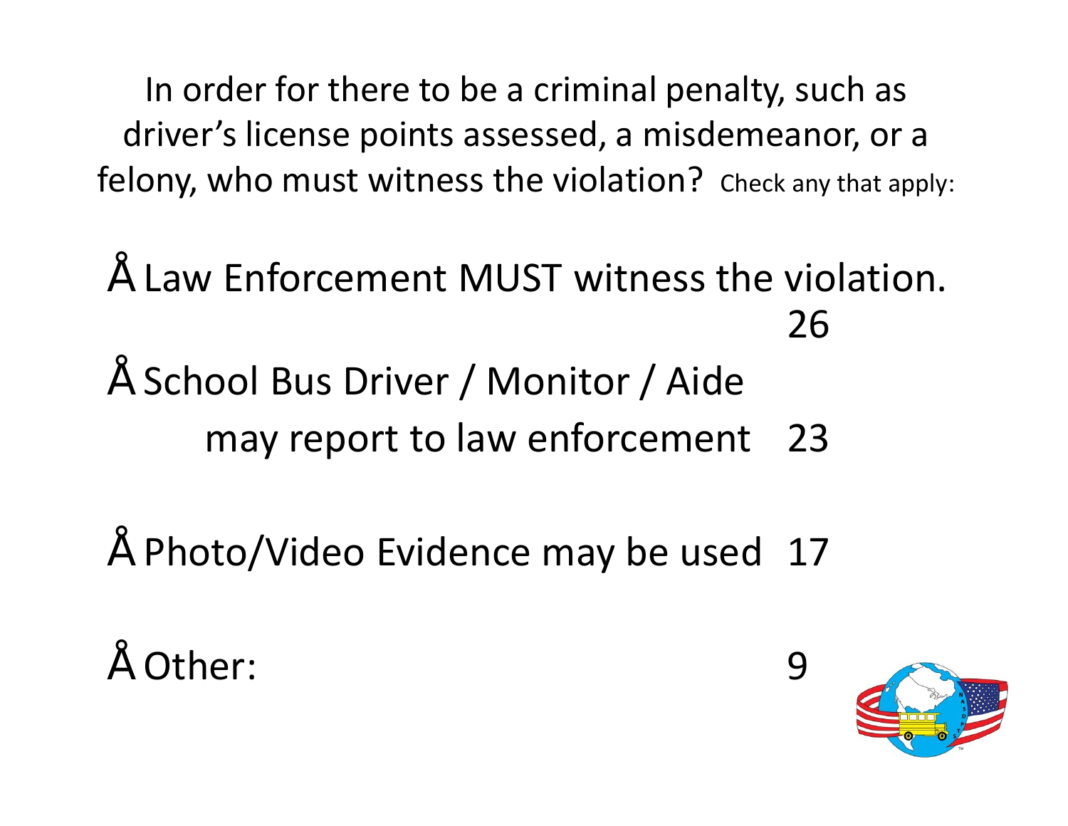In order for there to be a criminal penalty, such as driver's license points assessed, a misdemeanor, or a felony, who must witness the violation? Check any that apply:

- Law Enforcement MUST witness the violation. 26
- School Bus Driver / Monitor / Aide may report to law enforcement 23
- Photo/Video Evidence may be used 17
- Other: 9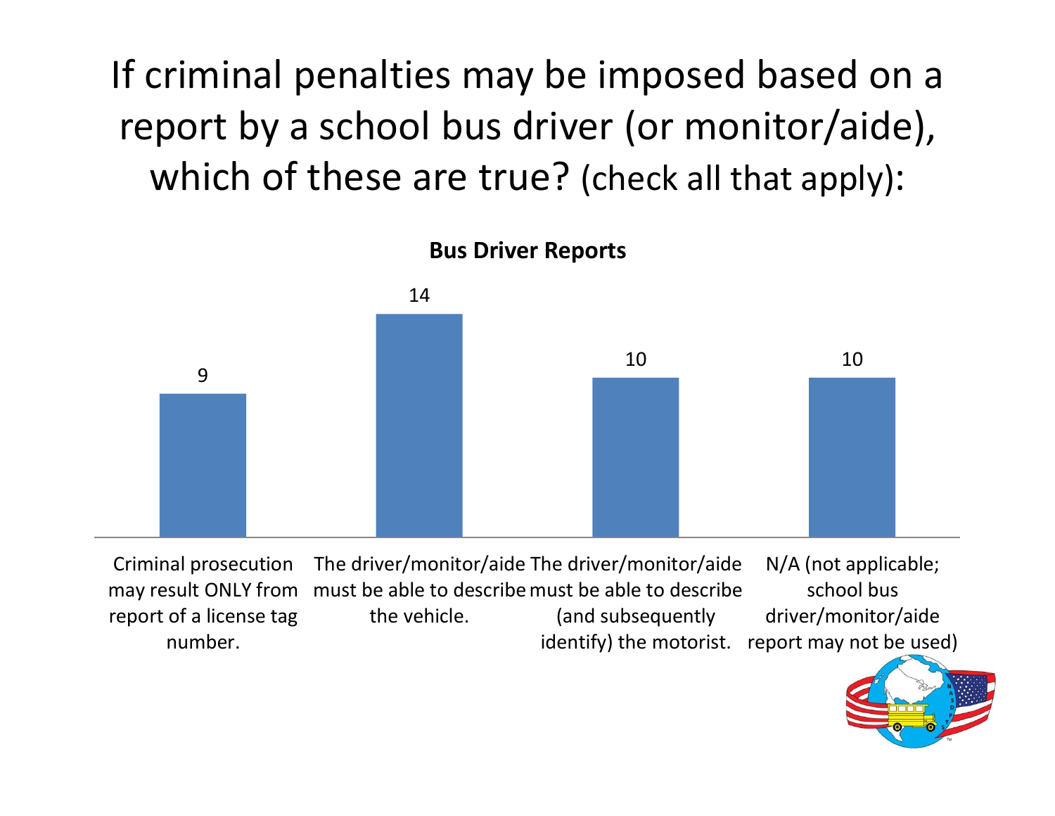# If criminal penalties may be imposed based on a report by a school bus driver (or monitor/aide), which of these are true? (check all that apply):

**Bus Driver Reports**

| Response | Count |
|---|---|
| Criminal prosecution may result ONLY from report of a license tag number. | 9 |
| The driver/monitor/aide must be able to describe the vehicle. | 14 |
| The driver/monitor/aide must be able to describe (and subsequently identify) the motorist. | 10 |
| N/A (not applicable; school bus driver/monitor/aide report may not be used) | 10 |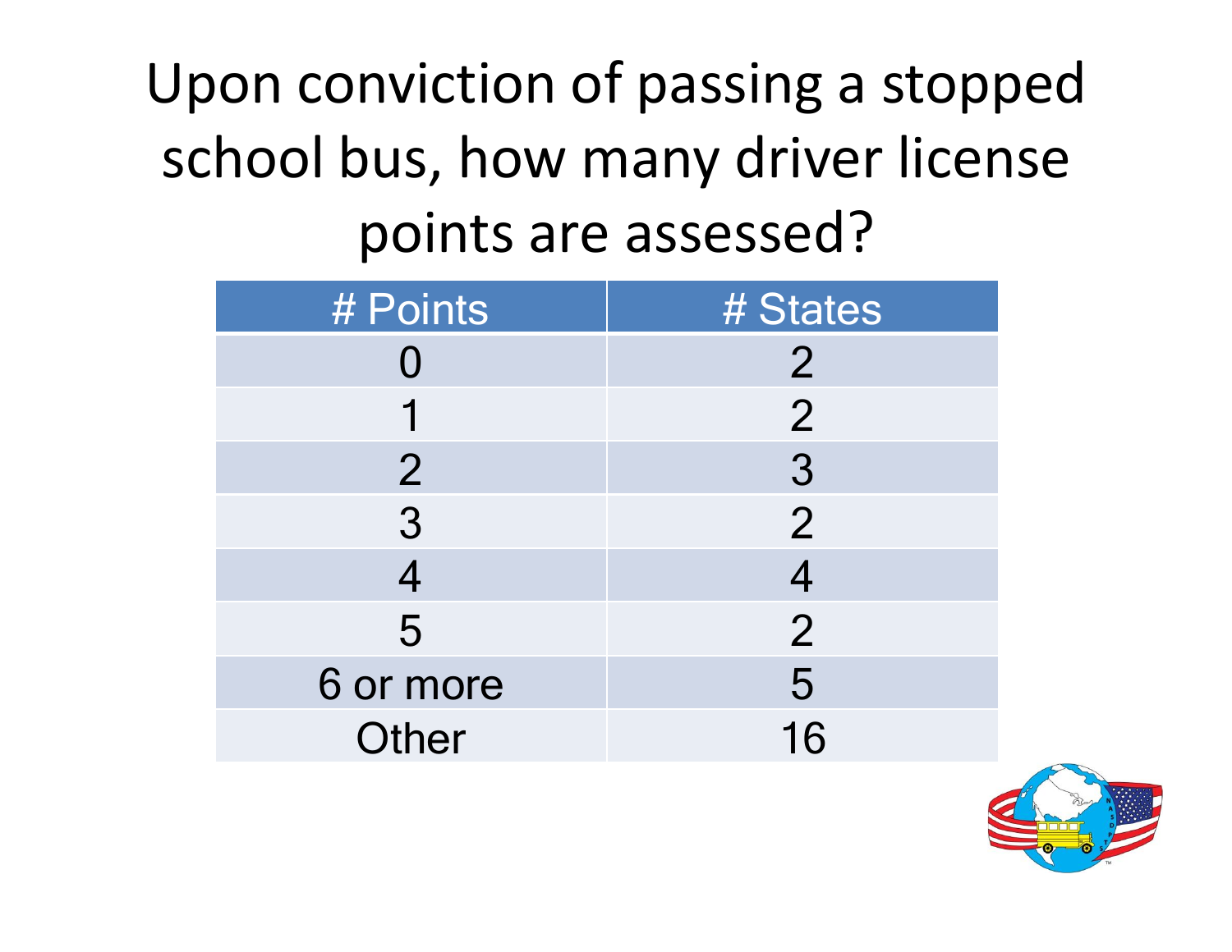# Upon conviction of passing a stopped school bus, how many driver license points are assessed?

| # Points | # States |
|---|---|
| 0 | 2 |
| 1 | 2 |
| 2 | 3 |
| 3 | 2 |
| 4 | 4 |
| 5 | 2 |
| 6 or more | 5 |
| Other | 16 |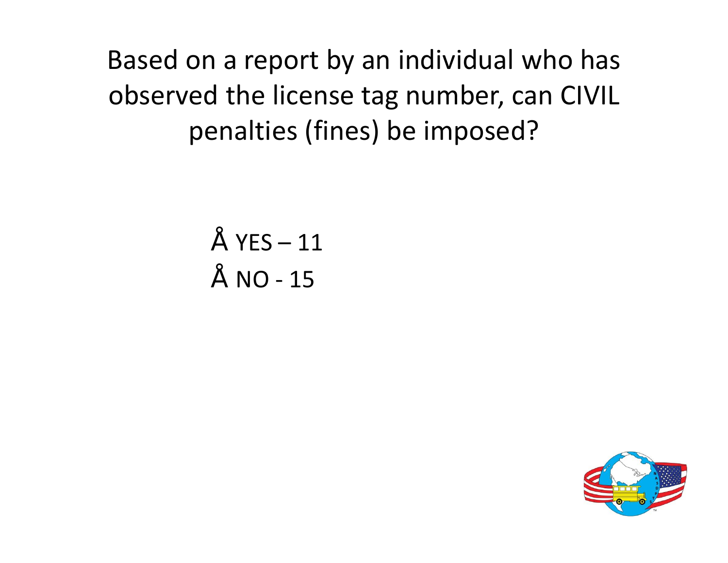Based on a report by an individual who has observed the license tag number, can CIVIL penalties (fines) be imposed?

- YES – 11
- NO - 15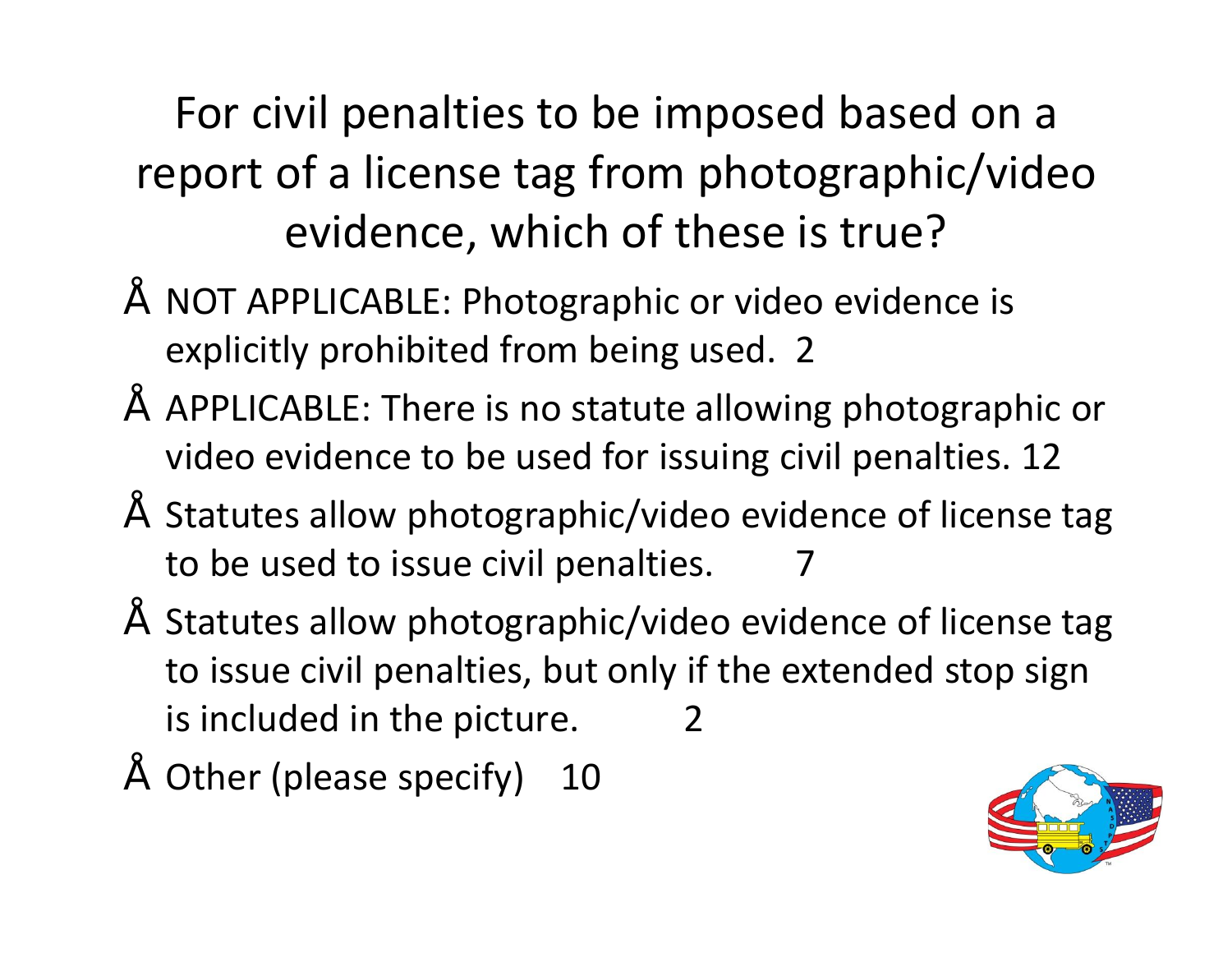# For civil penalties to be imposed based on a report of a license tag from photographic/video evidence, which of these is true?

- NOT APPLICABLE: Photographic or video evidence is explicitly prohibited from being used. 2
- APPLICABLE: There is no statute allowing photographic or video evidence to be used for issuing civil penalties. 12
- Statutes allow photographic/video evidence of license tag to be used to issue civil penalties. 7
- Statutes allow photographic/video evidence of license tag to issue civil penalties, but only if the extended stop sign is included in the picture. 2
- Other (please specify) 10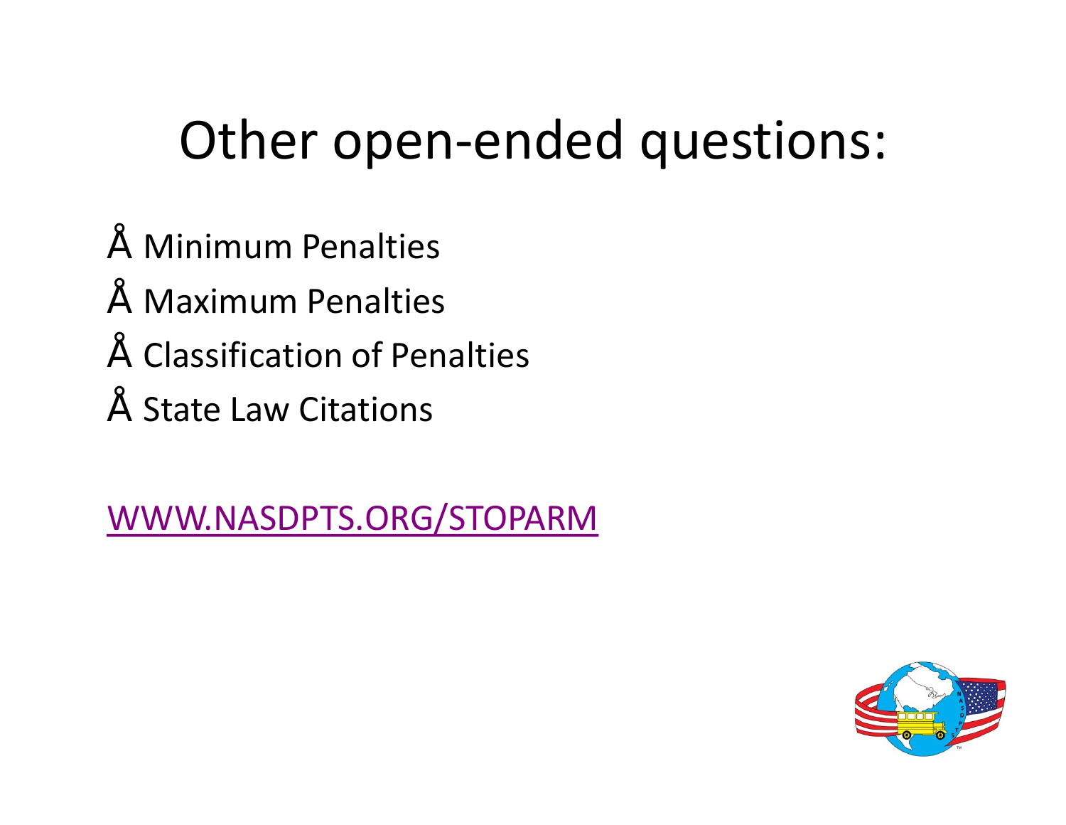# Other open-ended questions:

- Minimum Penalties
- Maximum Penalties
- Classification of Penalties
- State Law Citations

[WWW.NASDPTS.ORG/STOPARM](http://WWW.NASDPTS.ORG/STOPARM)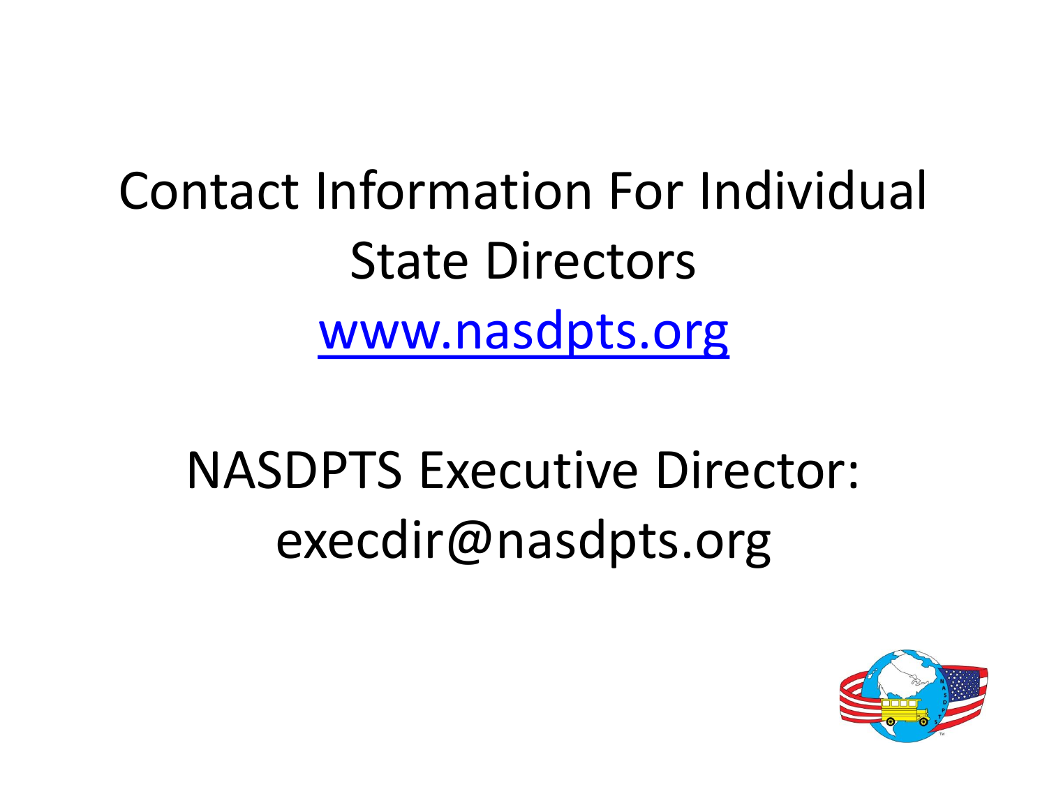Contact Information For Individual State Directors

www.nasdpts.org

NASDPTS Executive Director:
execdir@nasdpts.org